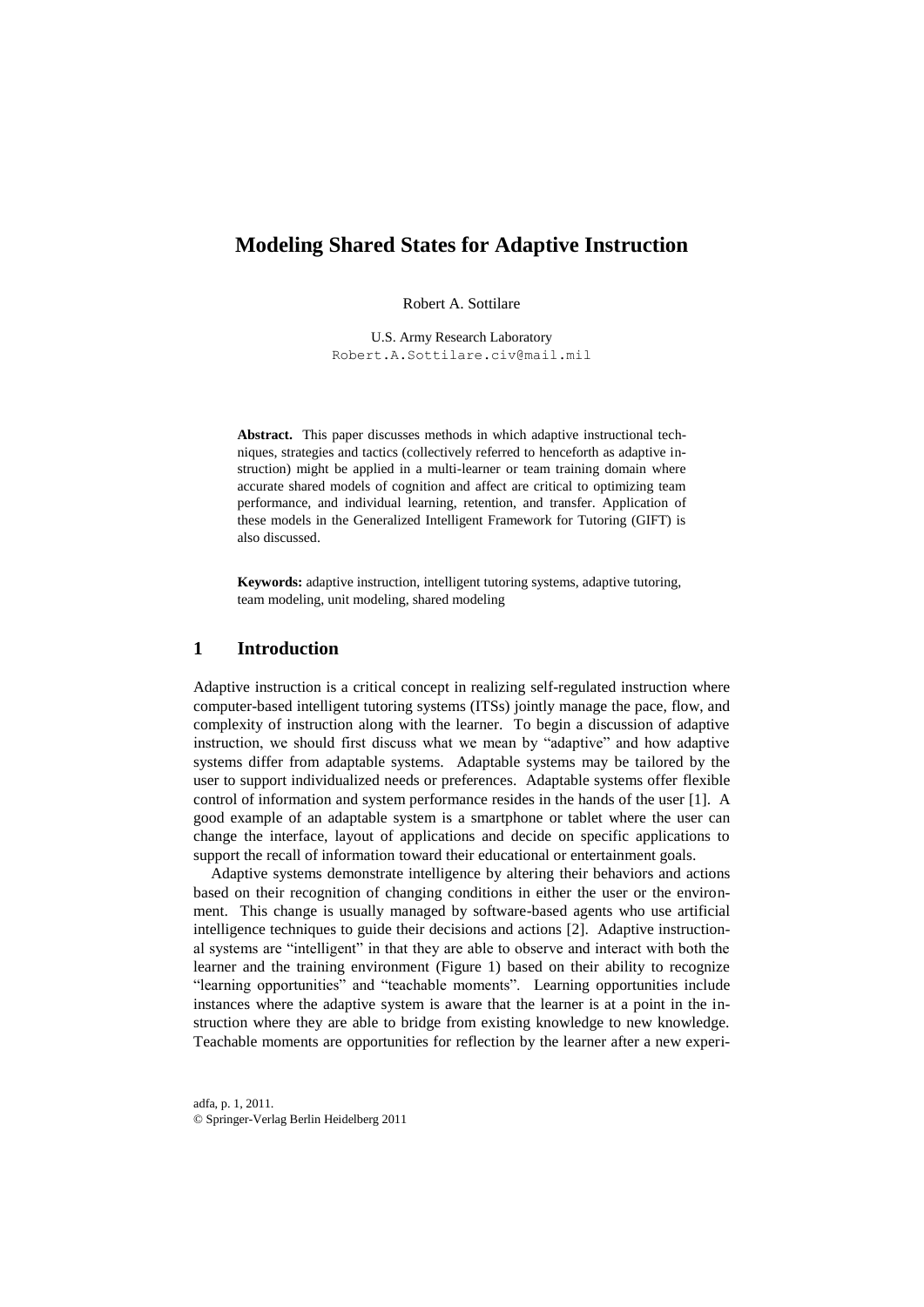# Modeling Shared States for Adaptive Instruction

Robert A. Sottilare

U.S. Army Research Laboratory
Robert.A.Sottilare.civ@mail.mil

**Abstract.** This paper discusses methods in which adaptive instructional techniques, strategies and tactics (collectively referred to henceforth as adaptive instruction) might be applied in a multi-learner or team training domain where accurate shared models of cognition and affect are critical to optimizing team performance, and individual learning, retention, and transfer. Application of these models in the Generalized Intelligent Framework for Tutoring (GIFT) is also discussed.

**Keywords:** adaptive instruction, intelligent tutoring systems, adaptive tutoring, team modeling, unit modeling, shared modeling

## 1 Introduction

Adaptive instruction is a critical concept in realizing self-regulated instruction where computer-based intelligent tutoring systems (ITSs) jointly manage the pace, flow, and complexity of instruction along with the learner. To begin a discussion of adaptive instruction, we should first discuss what we mean by "adaptive" and how adaptive systems differ from adaptable systems. Adaptable systems may be tailored by the user to support individualized needs or preferences. Adaptable systems offer flexible control of information and system performance resides in the hands of the user [1]. A good example of an adaptable system is a smartphone or tablet where the user can change the interface, layout of applications and decide on specific applications to support the recall of information toward their educational or entertainment goals.

Adaptive systems demonstrate intelligence by altering their behaviors and actions based on their recognition of changing conditions in either the user or the environment. This change is usually managed by software-based agents who use artificial intelligence techniques to guide their decisions and actions [2]. Adaptive instructional systems are "intelligent" in that they are able to observe and interact with both the learner and the training environment (Figure 1) based on their ability to recognize "learning opportunities" and "teachable moments". Learning opportunities include instances where the adaptive system is aware that the learner is at a point in the instruction where they are able to bridge from existing knowledge to new knowledge. Teachable moments are opportunities for reflection by the learner after a new experi-

adfa, p. 1, 2011.
© Springer-Verlag Berlin Heidelberg 2011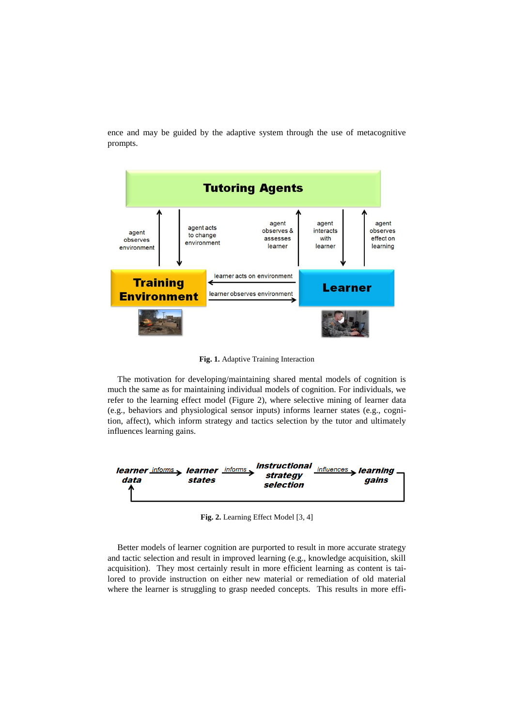ence and may be guided by the adaptive system through the use of metacognitive prompts.

**Fig. 1.** Adaptive Training Interaction

The motivation for developing/maintaining shared mental models of cognition is much the same as for maintaining individual models of cognition. For individuals, we refer to the learning effect model (Figure 2), where selective mining of learner data (e.g., behaviors and physiological sensor inputs) informs learner states (e.g., cognition, affect), which inform strategy and tactics selection by the tutor and ultimately influences learning gains.

**Fig. 2.** Learning Effect Model [3, 4]

Better models of learner cognition are purported to result in more accurate strategy and tactic selection and result in improved learning (e.g., knowledge acquisition, skill acquisition). They most certainly result in more efficient learning as content is tailored to provide instruction on either new material or remediation of old material where the learner is struggling to grasp needed concepts. This results in more effi-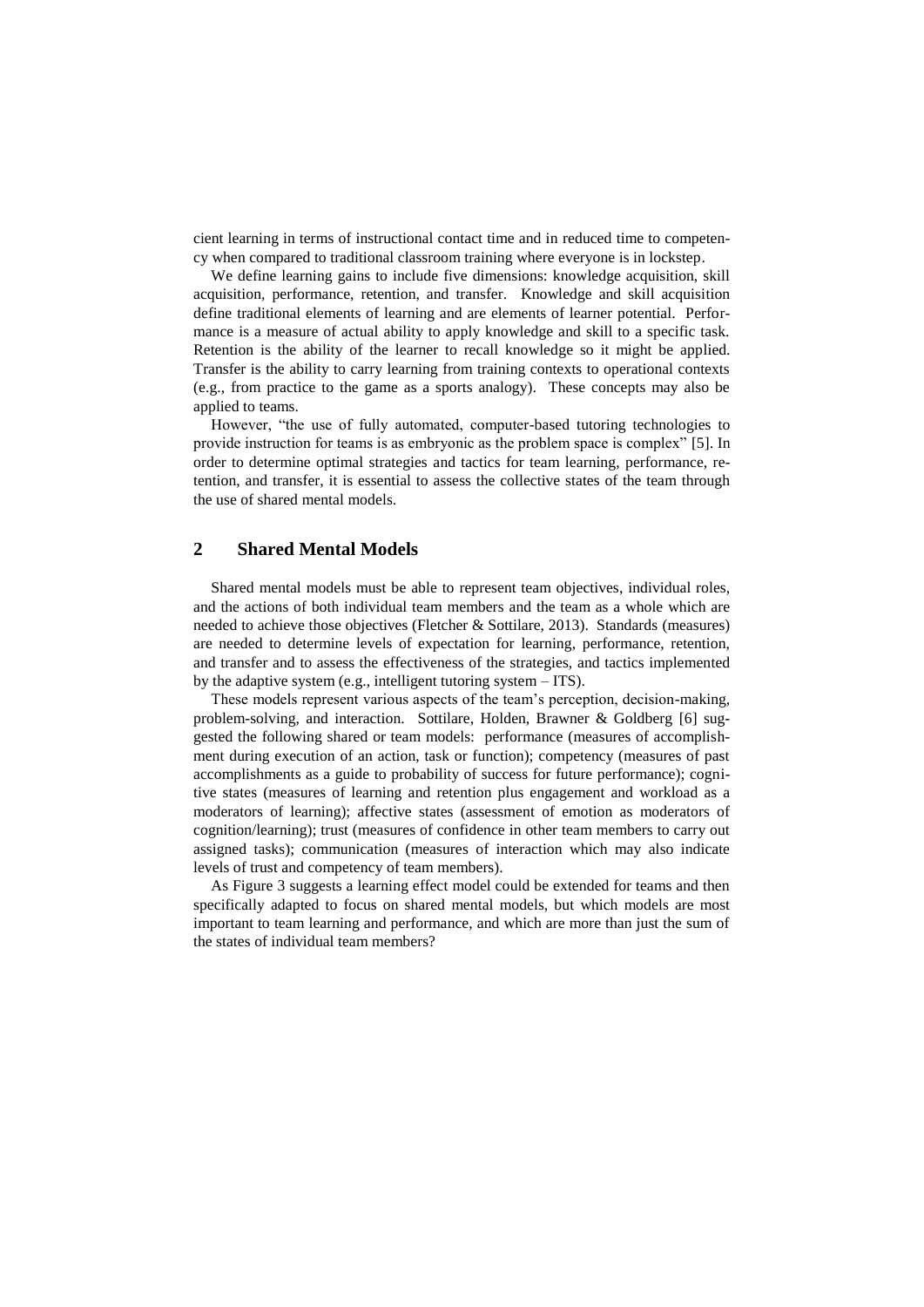cient learning in terms of instructional contact time and in reduced time to competency when compared to traditional classroom training where everyone is in lockstep.

We define learning gains to include five dimensions: knowledge acquisition, skill acquisition, performance, retention, and transfer. Knowledge and skill acquisition define traditional elements of learning and are elements of learner potential. Performance is a measure of actual ability to apply knowledge and skill to a specific task. Retention is the ability of the learner to recall knowledge so it might be applied. Transfer is the ability to carry learning from training contexts to operational contexts (e.g., from practice to the game as a sports analogy). These concepts may also be applied to teams.

However, "the use of fully automated, computer-based tutoring technologies to provide instruction for teams is as embryonic as the problem space is complex" [5]. In order to determine optimal strategies and tactics for team learning, performance, retention, and transfer, it is essential to assess the collective states of the team through the use of shared mental models.

## 2 Shared Mental Models

Shared mental models must be able to represent team objectives, individual roles, and the actions of both individual team members and the team as a whole which are needed to achieve those objectives (Fletcher & Sottilare, 2013). Standards (measures) are needed to determine levels of expectation for learning, performance, retention, and transfer and to assess the effectiveness of the strategies, and tactics implemented by the adaptive system (e.g., intelligent tutoring system – ITS).

These models represent various aspects of the team's perception, decision-making, problem-solving, and interaction. Sottilare, Holden, Brawner & Goldberg [6] suggested the following shared or team models: performance (measures of accomplishment during execution of an action, task or function); competency (measures of past accomplishments as a guide to probability of success for future performance); cognitive states (measures of learning and retention plus engagement and workload as a moderators of learning); affective states (assessment of emotion as moderators of cognition/learning); trust (measures of confidence in other team members to carry out assigned tasks); communication (measures of interaction which may also indicate levels of trust and competency of team members).

As Figure 3 suggests a learning effect model could be extended for teams and then specifically adapted to focus on shared mental models, but which models are most important to team learning and performance, and which are more than just the sum of the states of individual team members?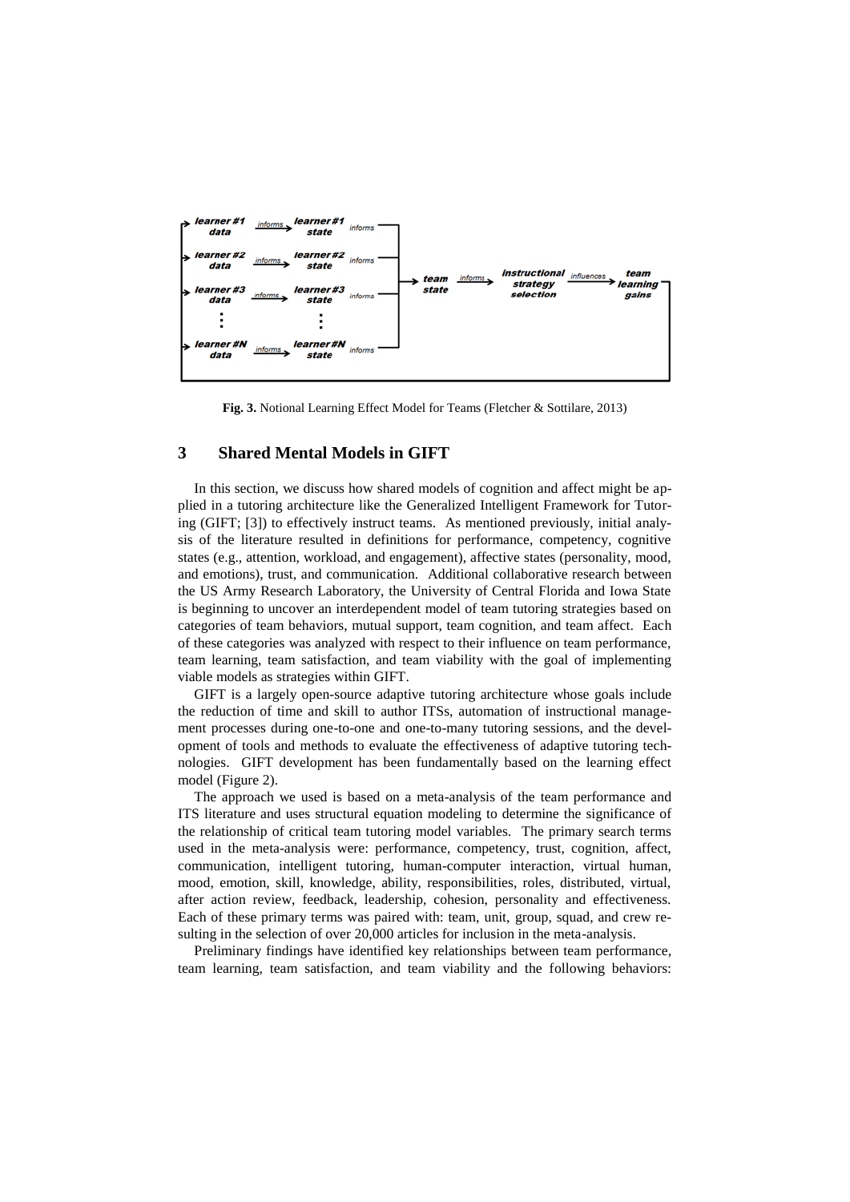learner #1 data
informs
learner #1 state
informs
learner #2 data
informs
learner #2 state
informs
learner #3 data
informs
learner #3 state
informs
learner #N data
informs
learner #N state
informs
team state
informs
instructional strategy selection
influences
team learning gains

**Fig. 3.** Notional Learning Effect Model for Teams (Fletcher & Sottilare, 2013)

## 3 Shared Mental Models in GIFT

In this section, we discuss how shared models of cognition and affect might be applied in a tutoring architecture like the Generalized Intelligent Framework for Tutoring (GIFT; [3]) to effectively instruct teams. As mentioned previously, initial analysis of the literature resulted in definitions for performance, competency, cognitive states (e.g., attention, workload, and engagement), affective states (personality, mood, and emotions), trust, and communication. Additional collaborative research between the US Army Research Laboratory, the University of Central Florida and Iowa State is beginning to uncover an interdependent model of team tutoring strategies based on categories of team behaviors, mutual support, team cognition, and team affect. Each of these categories was analyzed with respect to their influence on team performance, team learning, team satisfaction, and team viability with the goal of implementing viable models as strategies within GIFT.

GIFT is a largely open-source adaptive tutoring architecture whose goals include the reduction of time and skill to author ITSs, automation of instructional management processes during one-to-one and one-to-many tutoring sessions, and the development of tools and methods to evaluate the effectiveness of adaptive tutoring technologies. GIFT development has been fundamentally based on the learning effect model (Figure 2).

The approach we used is based on a meta-analysis of the team performance and ITS literature and uses structural equation modeling to determine the significance of the relationship of critical team tutoring model variables. The primary search terms used in the meta-analysis were: performance, competency, trust, cognition, affect, communication, intelligent tutoring, human-computer interaction, virtual human, mood, emotion, skill, knowledge, ability, responsibilities, roles, distributed, virtual, after action review, feedback, leadership, cohesion, personality and effectiveness. Each of these primary terms was paired with: team, unit, group, squad, and crew resulting in the selection of over 20,000 articles for inclusion in the meta-analysis.

Preliminary findings have identified key relationships between team performance, team learning, team satisfaction, and team viability and the following behaviors: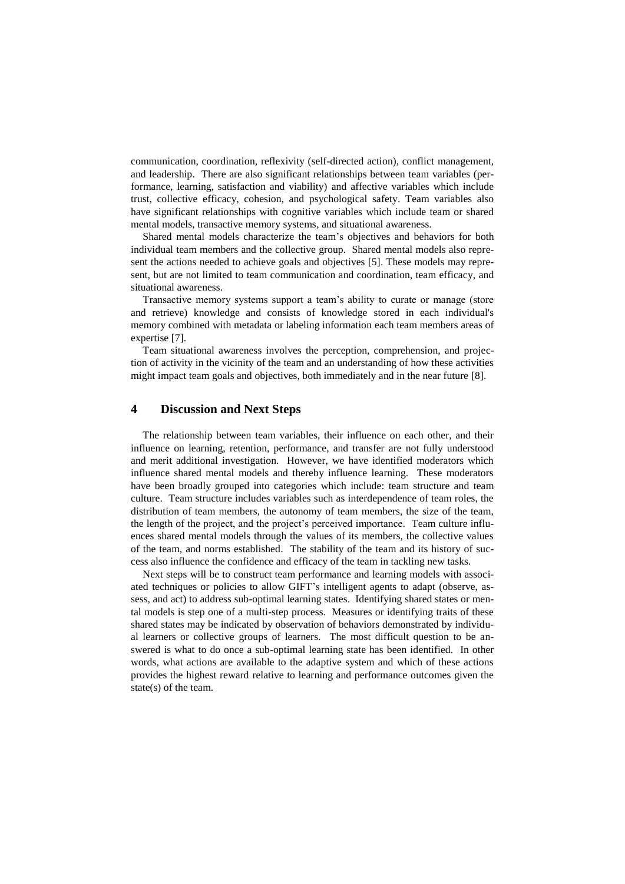communication, coordination, reflexivity (self-directed action), conflict management, and leadership. There are also significant relationships between team variables (performance, learning, satisfaction and viability) and affective variables which include trust, collective efficacy, cohesion, and psychological safety. Team variables also have significant relationships with cognitive variables which include team or shared mental models, transactive memory systems, and situational awareness.

Shared mental models characterize the team's objectives and behaviors for both individual team members and the collective group. Shared mental models also represent the actions needed to achieve goals and objectives [5]. These models may represent, but are not limited to team communication and coordination, team efficacy, and situational awareness.

Transactive memory systems support a team's ability to curate or manage (store and retrieve) knowledge and consists of knowledge stored in each individual's memory combined with metadata or labeling information each team members areas of expertise [7].

Team situational awareness involves the perception, comprehension, and projection of activity in the vicinity of the team and an understanding of how these activities might impact team goals and objectives, both immediately and in the near future [8].

## 4 Discussion and Next Steps

The relationship between team variables, their influence on each other, and their influence on learning, retention, performance, and transfer are not fully understood and merit additional investigation. However, we have identified moderators which influence shared mental models and thereby influence learning. These moderators have been broadly grouped into categories which include: team structure and team culture. Team structure includes variables such as interdependence of team roles, the distribution of team members, the autonomy of team members, the size of the team, the length of the project, and the project's perceived importance. Team culture influences shared mental models through the values of its members, the collective values of the team, and norms established. The stability of the team and its history of success also influence the confidence and efficacy of the team in tackling new tasks.

Next steps will be to construct team performance and learning models with associated techniques or policies to allow GIFT's intelligent agents to adapt (observe, assess, and act) to address sub-optimal learning states. Identifying shared states or mental models is step one of a multi-step process. Measures or identifying traits of these shared states may be indicated by observation of behaviors demonstrated by individual learners or collective groups of learners. The most difficult question to be answered is what to do once a sub-optimal learning state has been identified. In other words, what actions are available to the adaptive system and which of these actions provides the highest reward relative to learning and performance outcomes given the state(s) of the team.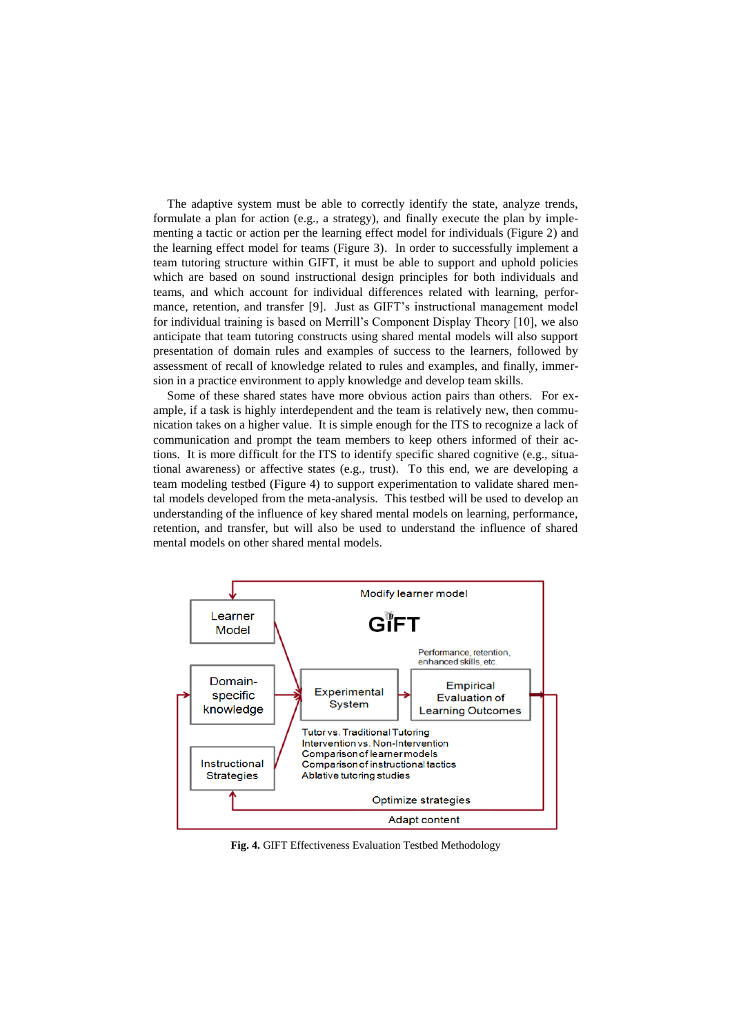The adaptive system must be able to correctly identify the state, analyze trends, formulate a plan for action (e.g., a strategy), and finally execute the plan by implementing a tactic or action per the learning effect model for individuals (Figure 2) and the learning effect model for teams (Figure 3). In order to successfully implement a team tutoring structure within GIFT, it must be able to support and uphold policies which are based on sound instructional design principles for both individuals and teams, and which account for individual differences related with learning, performance, retention, and transfer [9]. Just as GIFT's instructional management model for individual training is based on Merrill's Component Display Theory [10], we also anticipate that team tutoring constructs using shared mental models will also support presentation of domain rules and examples of success to the learners, followed by assessment of recall of knowledge related to rules and examples, and finally, immersion in a practice environment to apply knowledge and develop team skills.

Some of these shared states have more obvious action pairs than others. For example, if a task is highly interdependent and the team is relatively new, then communication takes on a higher value. It is simple enough for the ITS to recognize a lack of communication and prompt the team members to keep others informed of their actions. It is more difficult for the ITS to identify specific shared cognitive (e.g., situational awareness) or affective states (e.g., trust). To this end, we are developing a team modeling testbed (Figure 4) to support experimentation to validate shared mental models developed from the meta-analysis. This testbed will be used to develop an understanding of the influence of key shared mental models on learning, performance, retention, and transfer, but will also be used to understand the influence of shared mental models on other shared mental models.

Modify learner model

GIFT

Learner Model

Domain-specific knowledge

Instructional Strategies

Experimental System

Performance, retention, enhanced skills, etc.

Empirical Evaluation of Learning Outcomes

Tutor vs. Traditional Tutoring
Intervention vs. Non-Intervention
Comparison of learner models
Comparison of instructional tactics
Ablative tutoring studies

Optimize strategies

Adapt content

**Fig. 4.** GIFT Effectiveness Evaluation Testbed Methodology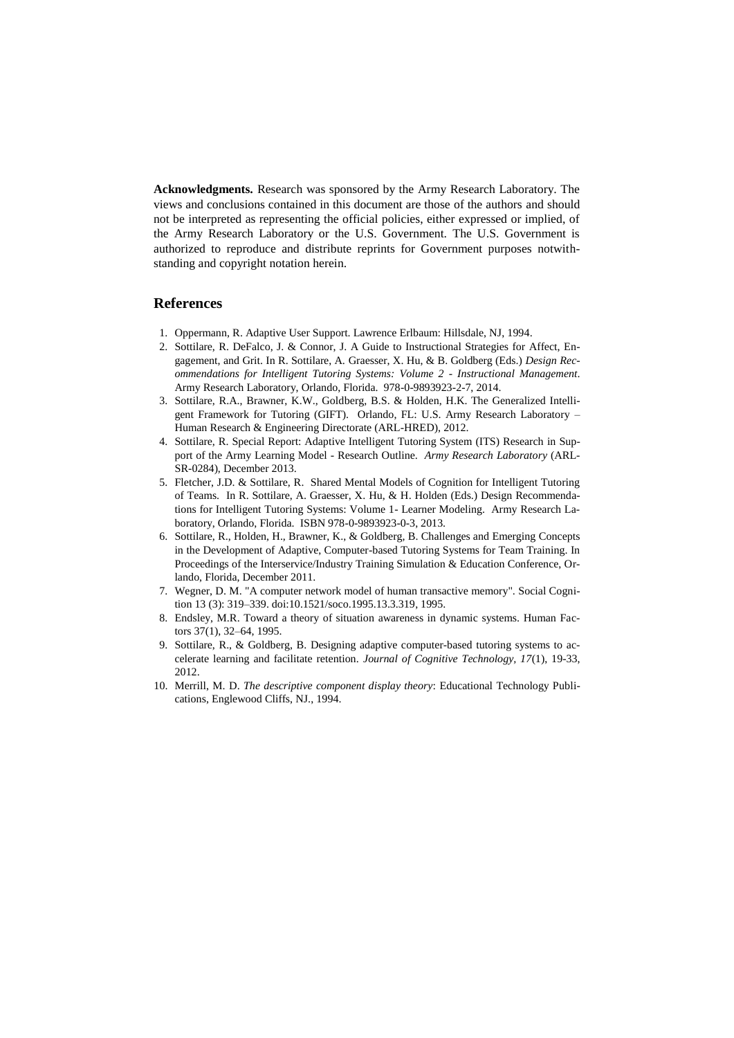**Acknowledgments.** Research was sponsored by the Army Research Laboratory. The views and conclusions contained in this document are those of the authors and should not be interpreted as representing the official policies, either expressed or implied, of the Army Research Laboratory or the U.S. Government. The U.S. Government is authorized to reproduce and distribute reprints for Government purposes notwithstanding and copyright notation herein.

## References

1. Oppermann, R. Adaptive User Support. Lawrence Erlbaum: Hillsdale, NJ, 1994.
2. Sottilare, R. DeFalco, J. & Connor, J. A Guide to Instructional Strategies for Affect, Engagement, and Grit. In R. Sottilare, A. Graesser, X. Hu, & B. Goldberg (Eds.) *Design Recommendations for Intelligent Tutoring Systems: Volume 2 - Instructional Management*. Army Research Laboratory, Orlando, Florida. 978-0-9893923-2-7, 2014.
3. Sottilare, R.A., Brawner, K.W., Goldberg, B.S. & Holden, H.K. The Generalized Intelligent Framework for Tutoring (GIFT). Orlando, FL: U.S. Army Research Laboratory – Human Research & Engineering Directorate (ARL-HRED), 2012.
4. Sottilare, R. Special Report: Adaptive Intelligent Tutoring System (ITS) Research in Support of the Army Learning Model - Research Outline. *Army Research Laboratory* (ARL-SR-0284), December 2013.
5. Fletcher, J.D. & Sottilare, R. Shared Mental Models of Cognition for Intelligent Tutoring of Teams. In R. Sottilare, A. Graesser, X. Hu, & H. Holden (Eds.) Design Recommendations for Intelligent Tutoring Systems: Volume 1- Learner Modeling. Army Research Laboratory, Orlando, Florida. ISBN 978-0-9893923-0-3, 2013.
6. Sottilare, R., Holden, H., Brawner, K., & Goldberg, B. Challenges and Emerging Concepts in the Development of Adaptive, Computer-based Tutoring Systems for Team Training. In Proceedings of the Interservice/Industry Training Simulation & Education Conference, Orlando, Florida, December 2011.
7. Wegner, D. M. "A computer network model of human transactive memory". Social Cognition 13 (3): 319–339. doi:10.1521/soco.1995.13.3.319, 1995.
8. Endsley, M.R. Toward a theory of situation awareness in dynamic systems. Human Factors 37(1), 32–64, 1995.
9. Sottilare, R., & Goldberg, B. Designing adaptive computer-based tutoring systems to accelerate learning and facilitate retention. *Journal of Cognitive Technology, 17*(1), 19-33, 2012.
10. Merrill, M. D. *The descriptive component display theory*: Educational Technology Publications, Englewood Cliffs, NJ., 1994.